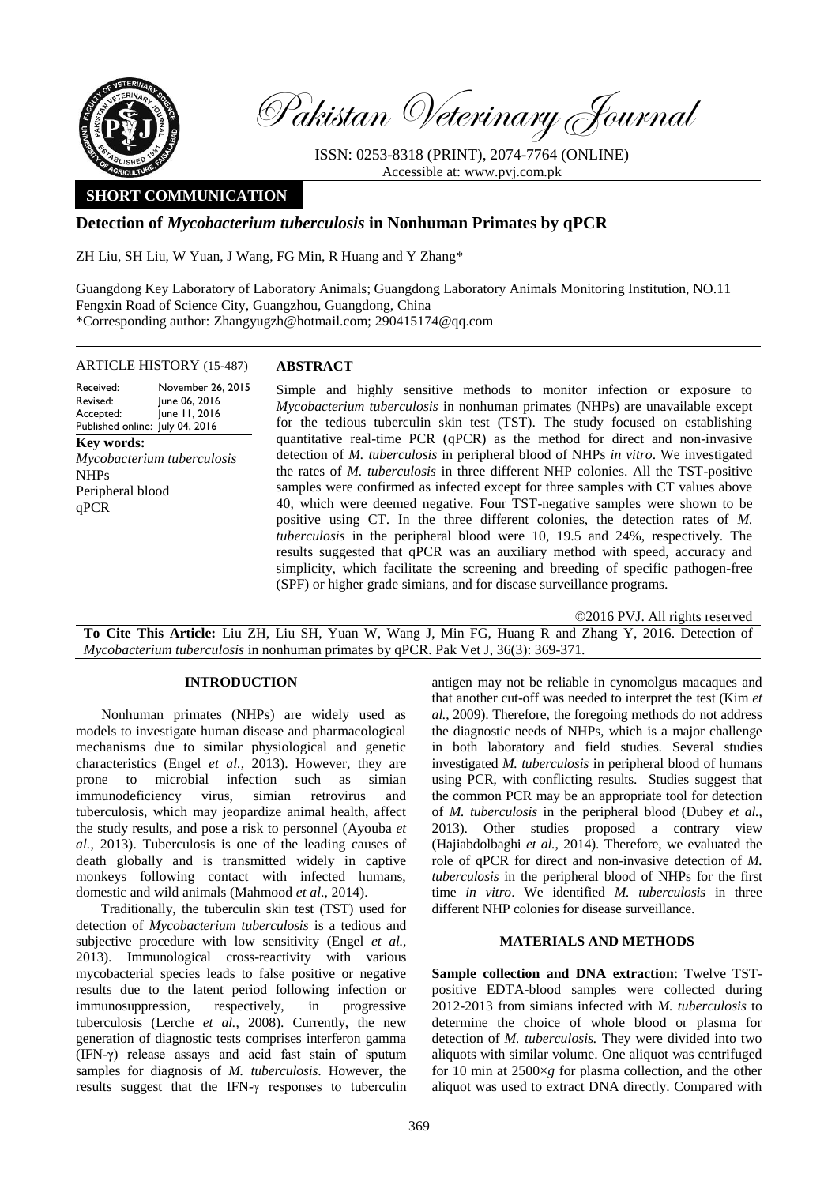Pakistan Veterinary Journal

ISSN: 0253-8318 (PRINT), 2074-7764 (ONLINE)
Accessible at: www.pvj.com.pk

**SHORT COMMUNICATION**

# Detection of *Mycobacterium tuberculosis* in Nonhuman Primates by qPCR

ZH Liu, SH Liu, W Yuan, J Wang, FG Min, R Huang and Y Zhang*

Guangdong Key Laboratory of Laboratory Animals; Guangdong Laboratory Animals Monitoring Institution, NO.11 Fengxin Road of Science City, Guangzhou, Guangdong, China
*Corresponding author: Zhangyugzh@hotmail.com; 290415174@qq.com

**ARTICLE HISTORY** (15-487)

Received: November 26, 2015
Revised: June 06, 2016
Accepted: June 11, 2016
Published online: July 04, 2016

**Key words:**
*Mycobacterium tuberculosis*
NHPs
Peripheral blood
qPCR

## ABSTRACT

Simple and highly sensitive methods to monitor infection or exposure to *Mycobacterium tuberculosis* in nonhuman primates (NHPs) are unavailable except for the tedious tuberculin skin test (TST). The study focused on establishing quantitative real-time PCR (qPCR) as the method for direct and non-invasive detection of *M. tuberculosis* in peripheral blood of NHPs *in vitro*. We investigated the rates of *M. tuberculosis* in three different NHP colonies. All the TST-positive samples were confirmed as infected except for three samples with CT values above 40, which were deemed negative. Four TST-negative samples were shown to be positive using CT. In the three different colonies, the detection rates of *M. tuberculosis* in the peripheral blood were 10, 19.5 and 24%, respectively. The results suggested that qPCR was an auxiliary method with speed, accuracy and simplicity, which facilitate the screening and breeding of specific pathogen-free (SPF) or higher grade simians, and for disease surveillance programs.

©2016 PVJ. All rights reserved

**To Cite This Article:** Liu ZH, Liu SH, Yuan W, Wang J, Min FG, Huang R and Zhang Y, 2016. Detection of *Mycobacterium tuberculosis* in nonhuman primates by qPCR. Pak Vet J, 36(3): 369-371.

## INTRODUCTION

Nonhuman primates (NHPs) are widely used as models to investigate human disease and pharmacological mechanisms due to similar physiological and genetic characteristics (Engel *et al.*, 2013). However, they are prone to microbial infection such as simian immunodeficiency virus, simian retrovirus and tuberculosis, which may jeopardize animal health, affect the study results, and pose a risk to personnel (Ayouba *et al.*, 2013). Tuberculosis is one of the leading causes of death globally and is transmitted widely in captive monkeys following contact with infected humans, domestic and wild animals (Mahmood *et al*., 2014).

Traditionally, the tuberculin skin test (TST) used for detection of *Mycobacterium tuberculosis* is a tedious and subjective procedure with low sensitivity (Engel *et al.*, 2013). Immunological cross-reactivity with various mycobacterial species leads to false positive or negative results due to the latent period following infection or immunosuppression, respectively, in progressive tuberculosis (Lerche *et al.*, 2008). Currently, the new generation of diagnostic tests comprises interferon gamma (IFN-$\gamma$) release assays and acid fast stain of sputum samples for diagnosis of *M. tuberculosis*. However, the results suggest that the IFN-$\gamma$ responses to tuberculin antigen may not be reliable in cynomolgus macaques and that another cut-off was needed to interpret the test (Kim *et al.*, 2009). Therefore, the foregoing methods do not address the diagnostic needs of NHPs, which is a major challenge in both laboratory and field studies. Several studies investigated *M. tuberculosis* in peripheral blood of humans using PCR, with conflicting results. Studies suggest that the common PCR may be an appropriate tool for detection of *M. tuberculosis* in the peripheral blood (Dubey *et al.*, 2013). Other studies proposed a contrary view (Hajiabdolbaghi *et al.*, 2014). Therefore, we evaluated the role of qPCR for direct and non-invasive detection of *M. tuberculosis* in the peripheral blood of NHPs for the first time *in vitro*. We identified *M. tuberculosis* in three different NHP colonies for disease surveillance.

## MATERIALS AND METHODS

**Sample collection and DNA extraction**: Twelve TST-positive EDTA-blood samples were collected during 2012-2013 from simians infected with *M. tuberculosis* to determine the choice of whole blood or plasma for detection of *M. tuberculosis.* They were divided into two aliquots with similar volume. One aliquot was centrifuged for 10 min at 2500×*g* for plasma collection, and the other aliquot was used to extract DNA directly. Compared with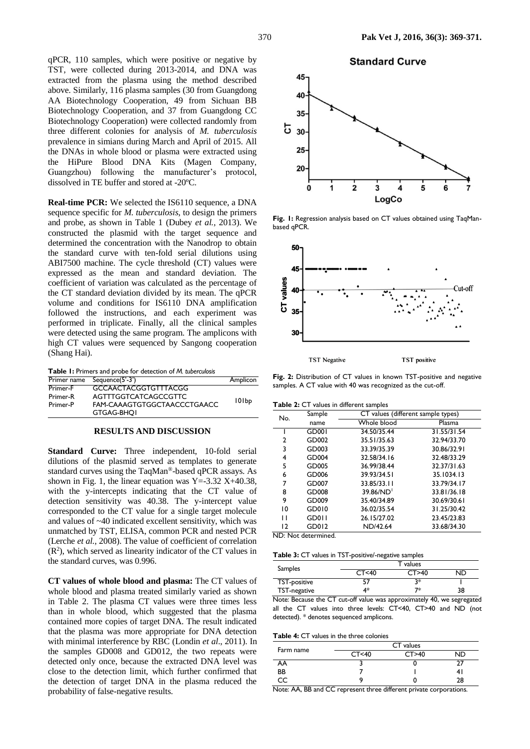qPCR, 110 samples, which were positive or negative by TST, were collected during 2013-2014, and DNA was extracted from the plasma using the method described above. Similarly, 116 plasma samples (30 from Guangdong AA Biotechnology Cooperation, 49 from Sichuan BB Biotechnology Cooperation, and 37 from Guangdong CC Biotechnology Cooperation) were collected randomly from three different colonies for analysis of *M. tuberculosis* prevalence in simians during March and April of 2015. All the DNAs in whole blood or plasma were extracted using the HiPure Blood DNA Kits (Magen Company, Guangzhou) following the manufacturer's protocol, dissolved in TE buffer and stored at -20ºC.

**Real-time PCR:** We selected the IS6110 sequence, a DNA sequence specific for *M. tuberculosis*, to design the primers and probe, as shown in Table 1 (Dubey *et al.*, 2013). We constructed the plasmid with the target sequence and determined the concentration with the Nanodrop to obtain the standard curve with ten-fold serial dilutions using ABI7500 machine. The cycle threshold (CT) values were expressed as the mean and standard deviation. The coefficient of variation was calculated as the percentage of the CT standard deviation divided by its mean. The qPCR volume and conditions for IS6110 DNA amplification followed the instructions, and each experiment was performed in triplicate. Finally, all the clinical samples were detected using the same program. The amplicons with high CT values were sequenced by Sangong cooperation (Shang Hai).

**Table 1:** Primers and probe for detection of *M. tuberculosis*

| Primer name | Sequence(5'-3') | Amplicon |
|---|---|---|
| Primer-F | GCCAACTACGGTGTTTACGG | 101bp |
| Primer-R | AGTTTGGTCATCAGCCGTTC | |
| Primer-P | FAM-CAAAGTGTGGCTAACCCTGAACC GTGAG-BHQ1 | |

## RESULTS AND DISCUSSION

**Standard Curve:** Three independent, 10-fold serial dilutions of the plasmid served as templates to generate standard curves using the TaqMan®-based qPCR assays. As shown in Fig. 1, the linear equation was $Y=-3.32 X+40.38$, with the y-intercepts indicating that the CT value of detection sensitivity was 40.38. The y-intercept value corresponded to the CT value for a single target molecule and values of ~40 indicated excellent sensitivity, which was unmatched by TST, ELISA, common PCR and nested PCR (Lerche *et al.*, 2008). The value of coefficient of correlation ($R^2$), which served as linearity indicator of the CT values in the standard curves, was 0.996.

**CT values of whole blood and plasma:** The CT values of whole blood and plasma treated similarly varied as shown in Table 2. The plasma CT values were three times less than in whole blood, which suggested that the plasma contained more copies of target DNA. The result indicated that the plasma was more appropriate for DNA detection with minimal interference by RBC (Londin *et al*., 2011). In the samples GD008 and GD012, the two repeats were detected only once, because the extracted DNA level was close to the detection limit, which further confirmed that the detection of target DNA in the plasma reduced the probability of false-negative results.

**Fig. 1:** Regression analysis based on CT values obtained using TaqMan-based qPCR.

**Fig. 2:** Distribution of CT values in known TST-positive and negative samples. A CT value with 40 was recognized as the cut-off.

**Table 2:** CT values in different samples

| No. | Sample name | CT values (different sample types) | |
|---|---|---|---|
| | | Whole blood | Plasma |
| 1 | GD001 | 34.50/35.44 | 31.55/31.54 |
| 2 | GD002 | 35.51/35.63 | 32.94/33.70 |
| 3 | GD003 | 33.39/35.39 | 30.86/32.91 |
| 4 | GD004 | 32.58/34.16 | 32.48/33.29 |
| 5 | GD005 | 36.99/38.44 | 32.37/31.63 |
| 6 | GD006 | 39.93/34.51 | 35.1034.13 |
| 7 | GD007 | 33.85/33.11 | 33.79/34.17 |
| 8 | GD008 | 39.86/ND[1] | 33.81/36.18 |
| 9 | GD009 | 35.40/34.89 | 30.69/30.61 |
| 10 | GD010 | 36.02/35.54 | 31.25/30.42 |
| 11 | GD011 | 26.15/27.02 | 23.45/23.83 |
| 12 | GD012 | ND/42.64 | 33.68/34.30 |

ND: Not determined.

**Table 3:** CT values in TST-positive/-negative samples

| Samples | T values | | |
|---|---|---|---|
| | CT<40 | CT>40 | ND |
| TST-positive | 57 | 3* | 1 |
| TST-negative | 4* | 7* | 38 |

Note: Because the CT cut-off value was approximately 40, we segregated all the CT values into three levels: CT<40, CT>40 and ND (not detected). * denotes sequenced amplicons.

**Table 4:** CT values in the three colonies

| Farm name | CT values | | |
|---|---|---|---|
| | CT<40 | CT>40 | ND |
| AA | 3 | 0 | 27 |
| BB | 7 | 1 | 41 |
| CC | 9 | 0 | 28 |

Note: AA, BB and CC represent three different private corporations.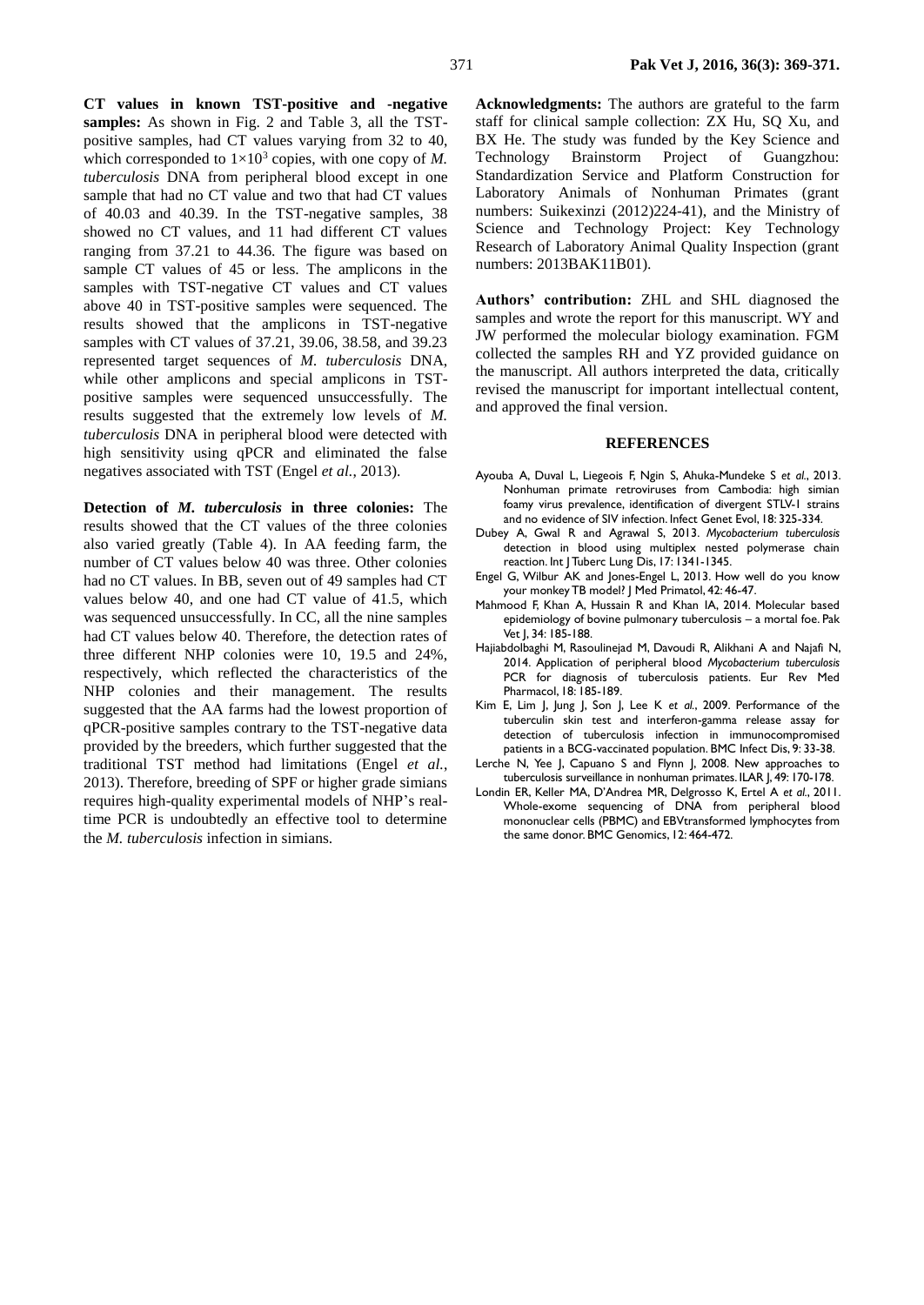**CT values in known TST-positive and -negative samples:** As shown in Fig. 2 and Table 3, all the TST-positive samples, had CT values varying from 32 to 40, which corresponded to $1\times10^3$ copies, with one copy of *M. tuberculosis* DNA from peripheral blood except in one sample that had no CT value and two that had CT values of 40.03 and 40.39. In the TST-negative samples, 38 showed no CT values, and 11 had different CT values ranging from 37.21 to 44.36. The figure was based on sample CT values of 45 or less. The amplicons in the samples with TST-negative CT values and CT values above 40 in TST-positive samples were sequenced. The results showed that the amplicons in TST-negative samples with CT values of 37.21, 39.06, 38.58, and 39.23 represented target sequences of *M. tuberculosis* DNA, while other amplicons and special amplicons in TST-positive samples were sequenced unsuccessfully. The results suggested that the extremely low levels of *M. tuberculosis* DNA in peripheral blood were detected with high sensitivity using qPCR and eliminated the false negatives associated with TST (Engel *et al.*, 2013).

**Detection of *M. tuberculosis* in three colonies:** The results showed that the CT values of the three colonies also varied greatly (Table 4). In AA feeding farm, the number of CT values below 40 was three. Other colonies had no CT values. In BB, seven out of 49 samples had CT values below 40, and one had CT value of 41.5, which was sequenced unsuccessfully. In CC, all the nine samples had CT values below 40. Therefore, the detection rates of three different NHP colonies were 10, 19.5 and 24%, respectively, which reflected the characteristics of the NHP colonies and their management. The results suggested that the AA farms had the lowest proportion of qPCR-positive samples contrary to the TST-negative data provided by the breeders, which further suggested that the traditional TST method had limitations (Engel *et al.*, 2013). Therefore, breeding of SPF or higher grade simians requires high-quality experimental models of NHP's real-time PCR is undoubtedly an effective tool to determine the *M. tuberculosis* infection in simians.

**Acknowledgments:** The authors are grateful to the farm staff for clinical sample collection: ZX Hu, SQ Xu, and BX He. The study was funded by the Key Science and Technology Brainstorm Project of Guangzhou: Standardization Service and Platform Construction for Laboratory Animals of Nonhuman Primates (grant numbers: Suikexinzi (2012)224-41), and the Ministry of Science and Technology Project: Key Technology Research of Laboratory Animal Quality Inspection (grant numbers: 2013BAK11B01).

**Authors' contribution:** ZHL and SHL diagnosed the samples and wrote the report for this manuscript. WY and JW performed the molecular biology examination. FGM collected the samples RH and YZ provided guidance on the manuscript. All authors interpreted the data, critically revised the manuscript for important intellectual content, and approved the final version.

## REFERENCES

Ayouba A, Duval L, Liegeois F, Ngin S, Ahuka-Mundeke S *et al.*, 2013. Nonhuman primate retroviruses from Cambodia: high simian foamy virus prevalence, identification of divergent STLV-1 strains and no evidence of SIV infection. Infect Genet Evol, 18: 325-334.

Dubey A, Gwal R and Agrawal S, 2013. *Mycobacterium tuberculosis* detection in blood using multiplex nested polymerase chain reaction. Int J Tuberc Lung Dis, 17: 1341-1345.

Engel G, Wilbur AK and Jones-Engel L, 2013. How well do you know your monkey TB model? J Med Primatol, 42: 46-47.

Mahmood F, Khan A, Hussain R and Khan IA, 2014. Molecular based epidemiology of bovine pulmonary tuberculosis – a mortal foe. Pak Vet J, 34: 185-188.

Hajiabdolbaghi M, Rasoulinejad M, Davoudi R, Alikhani A and Najafi N, 2014. Application of peripheral blood *Mycobacterium tuberculosis* PCR for diagnosis of tuberculosis patients. Eur Rev Med Pharmacol, 18: 185-189.

Kim E, Lim J, Jung J, Son J, Lee K *et al.*, 2009. Performance of the tuberculin skin test and interferon-gamma release assay for detection of tuberculosis infection in immunocompromised patients in a BCG-vaccinated population. BMC Infect Dis, 9: 33-38.

Lerche N, Yee J, Capuano S and Flynn J, 2008. New approaches to tuberculosis surveillance in nonhuman primates. ILAR J, 49: 170-178.

Londin ER, Keller MA, D'Andrea MR, Delgrosso K, Ertel A *et al.*, 2011. Whole-exome sequencing of DNA from peripheral blood mononuclear cells (PBMC) and EBVtransformed lymphocytes from the same donor. BMC Genomics, 12: 464-472.